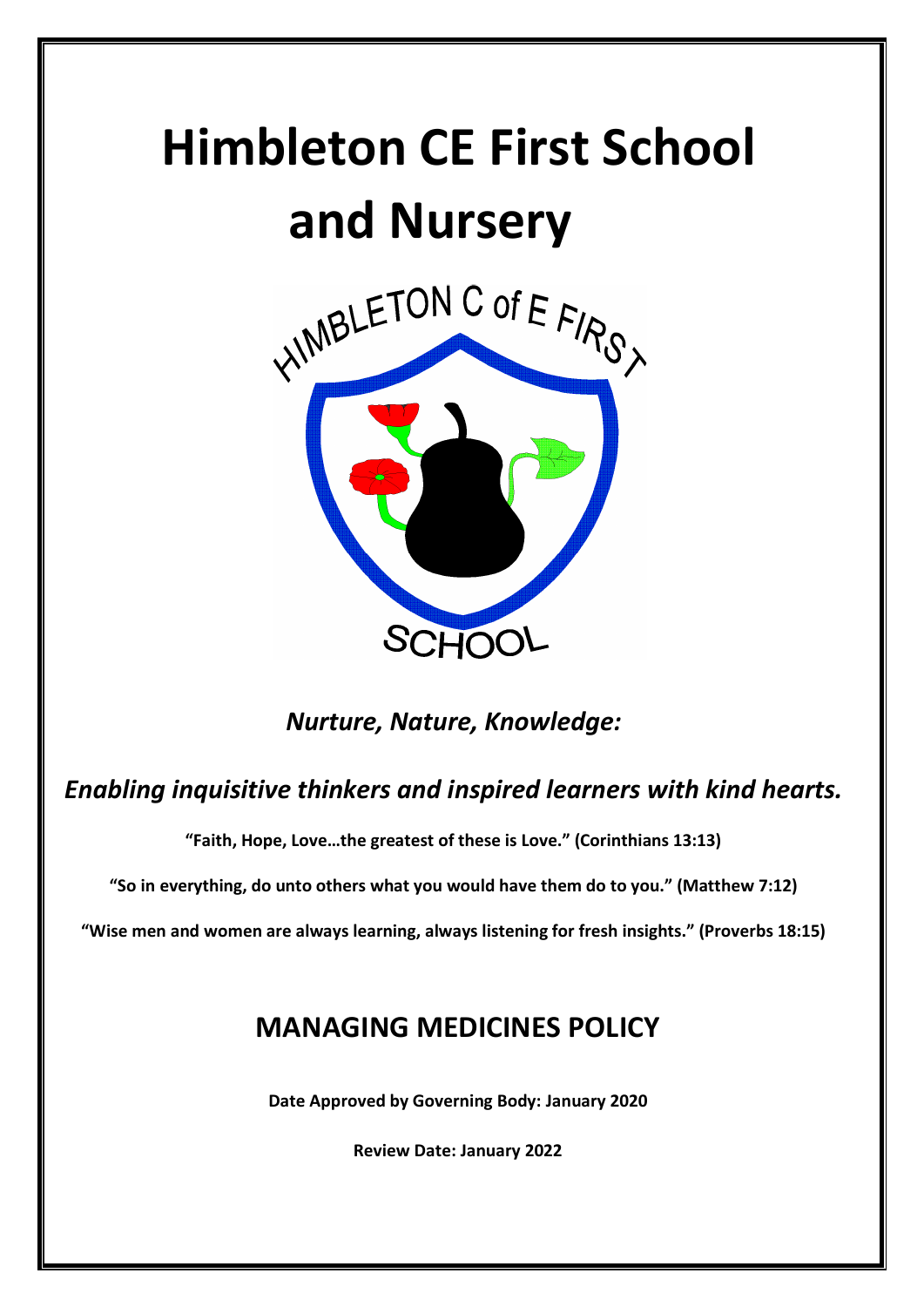# Himbleton CE First School and Nursery

HIMBLETON C of E FIRST SCHOOL

*Nurture, Nature, Knowledge:*

*Enabling inquisitive thinkers and inspired learners with kind hearts.*

**"Faith, Hope, Love…the greatest of these is Love." (Corinthians 13:13)**

**"So in everything, do unto others what you would have them do to you." (Matthew 7:12)**

**"Wise men and women are always learning, always listening for fresh insights." (Proverbs 18:15)**

## MANAGING MEDICINES POLICY

**Date Approved by Governing Body: January 2020**

**Review Date: January 2022**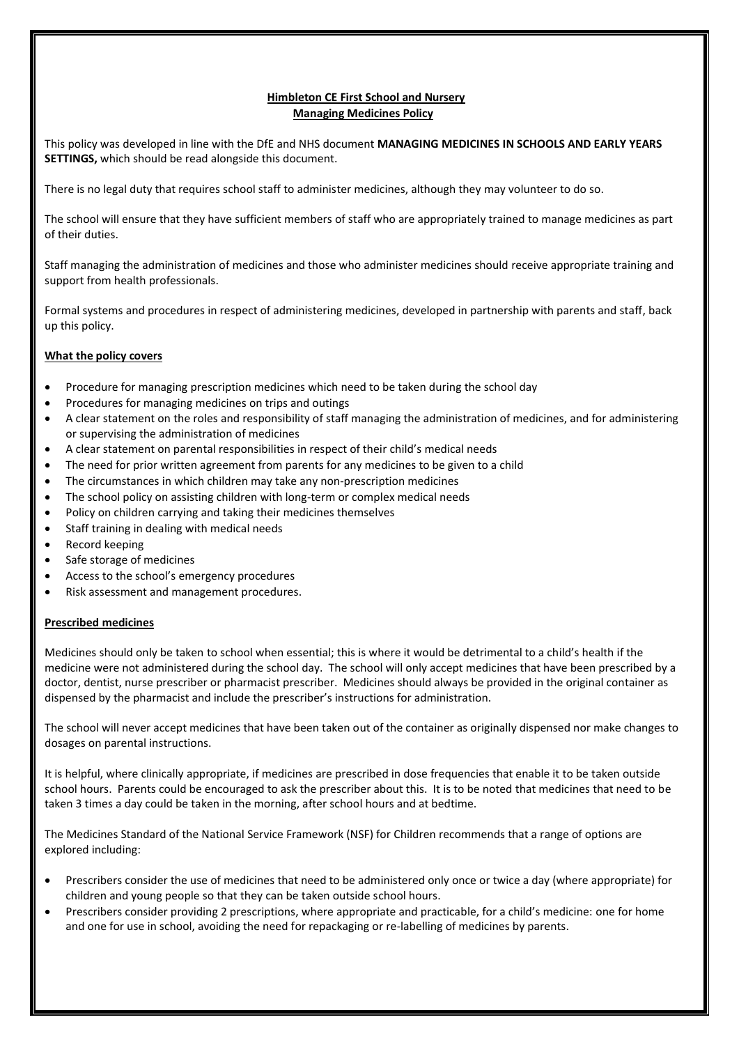**Himbleton CE First School and Nursery**
**Managing Medicines Policy**

This policy was developed in line with the DfE and NHS document **MANAGING MEDICINES IN SCHOOLS AND EARLY YEARS SETTINGS,** which should be read alongside this document.

There is no legal duty that requires school staff to administer medicines, although they may volunteer to do so.

The school will ensure that they have sufficient members of staff who are appropriately trained to manage medicines as part of their duties.

Staff managing the administration of medicines and those who administer medicines should receive appropriate training and support from health professionals.

Formal systems and procedures in respect of administering medicines, developed in partnership with parents and staff, back up this policy.

## What the policy covers

- Procedure for managing prescription medicines which need to be taken during the school day
- Procedures for managing medicines on trips and outings
- A clear statement on the roles and responsibility of staff managing the administration of medicines, and for administering or supervising the administration of medicines
- A clear statement on parental responsibilities in respect of their child's medical needs
- The need for prior written agreement from parents for any medicines to be given to a child
- The circumstances in which children may take any non-prescription medicines
- The school policy on assisting children with long-term or complex medical needs
- Policy on children carrying and taking their medicines themselves
- Staff training in dealing with medical needs
- Record keeping
- Safe storage of medicines
- Access to the school's emergency procedures
- Risk assessment and management procedures.

## Prescribed medicines

Medicines should only be taken to school when essential; this is where it would be detrimental to a child's health if the medicine were not administered during the school day. The school will only accept medicines that have been prescribed by a doctor, dentist, nurse prescriber or pharmacist prescriber. Medicines should always be provided in the original container as dispensed by the pharmacist and include the prescriber's instructions for administration.

The school will never accept medicines that have been taken out of the container as originally dispensed nor make changes to dosages on parental instructions.

It is helpful, where clinically appropriate, if medicines are prescribed in dose frequencies that enable it to be taken outside school hours. Parents could be encouraged to ask the prescriber about this. It is to be noted that medicines that need to be taken 3 times a day could be taken in the morning, after school hours and at bedtime.

The Medicines Standard of the National Service Framework (NSF) for Children recommends that a range of options are explored including:

- Prescribers consider the use of medicines that need to be administered only once or twice a day (where appropriate) for children and young people so that they can be taken outside school hours.
- Prescribers consider providing 2 prescriptions, where appropriate and practicable, for a child's medicine: one for home and one for use in school, avoiding the need for repackaging or re-labelling of medicines by parents.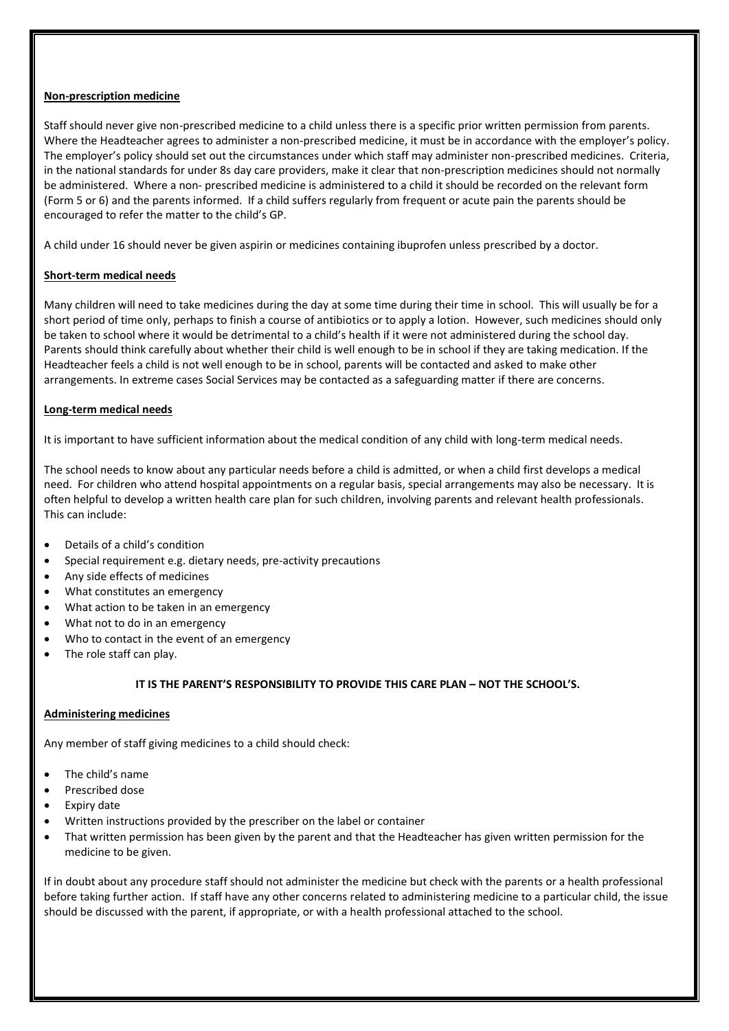## Non-prescription medicine

Staff should never give non-prescribed medicine to a child unless there is a specific prior written permission from parents. Where the Headteacher agrees to administer a non-prescribed medicine, it must be in accordance with the employer's policy. The employer's policy should set out the circumstances under which staff may administer non-prescribed medicines. Criteria, in the national standards for under 8s day care providers, make it clear that non-prescription medicines should not normally be administered. Where a non- prescribed medicine is administered to a child it should be recorded on the relevant form (Form 5 or 6) and the parents informed. If a child suffers regularly from frequent or acute pain the parents should be encouraged to refer the matter to the child's GP.

A child under 16 should never be given aspirin or medicines containing ibuprofen unless prescribed by a doctor.

## Short-term medical needs

Many children will need to take medicines during the day at some time during their time in school. This will usually be for a short period of time only, perhaps to finish a course of antibiotics or to apply a lotion. However, such medicines should only be taken to school where it would be detrimental to a child's health if it were not administered during the school day. Parents should think carefully about whether their child is well enough to be in school if they are taking medication. If the Headteacher feels a child is not well enough to be in school, parents will be contacted and asked to make other arrangements. In extreme cases Social Services may be contacted as a safeguarding matter if there are concerns.

## Long-term medical needs

It is important to have sufficient information about the medical condition of any child with long-term medical needs.

The school needs to know about any particular needs before a child is admitted, or when a child first develops a medical need. For children who attend hospital appointments on a regular basis, special arrangements may also be necessary. It is often helpful to develop a written health care plan for such children, involving parents and relevant health professionals. This can include:

- Details of a child's condition
- Special requirement e.g. dietary needs, pre-activity precautions
- Any side effects of medicines
- What constitutes an emergency
- What action to be taken in an emergency
- What not to do in an emergency
- Who to contact in the event of an emergency
- The role staff can play.

**IT IS THE PARENT'S RESPONSIBILITY TO PROVIDE THIS CARE PLAN – NOT THE SCHOOL'S.**

## Administering medicines

Any member of staff giving medicines to a child should check:

- The child's name
- Prescribed dose
- Expiry date
- Written instructions provided by the prescriber on the label or container
- That written permission has been given by the parent and that the Headteacher has given written permission for the medicine to be given.

If in doubt about any procedure staff should not administer the medicine but check with the parents or a health professional before taking further action. If staff have any other concerns related to administering medicine to a particular child, the issue should be discussed with the parent, if appropriate, or with a health professional attached to the school.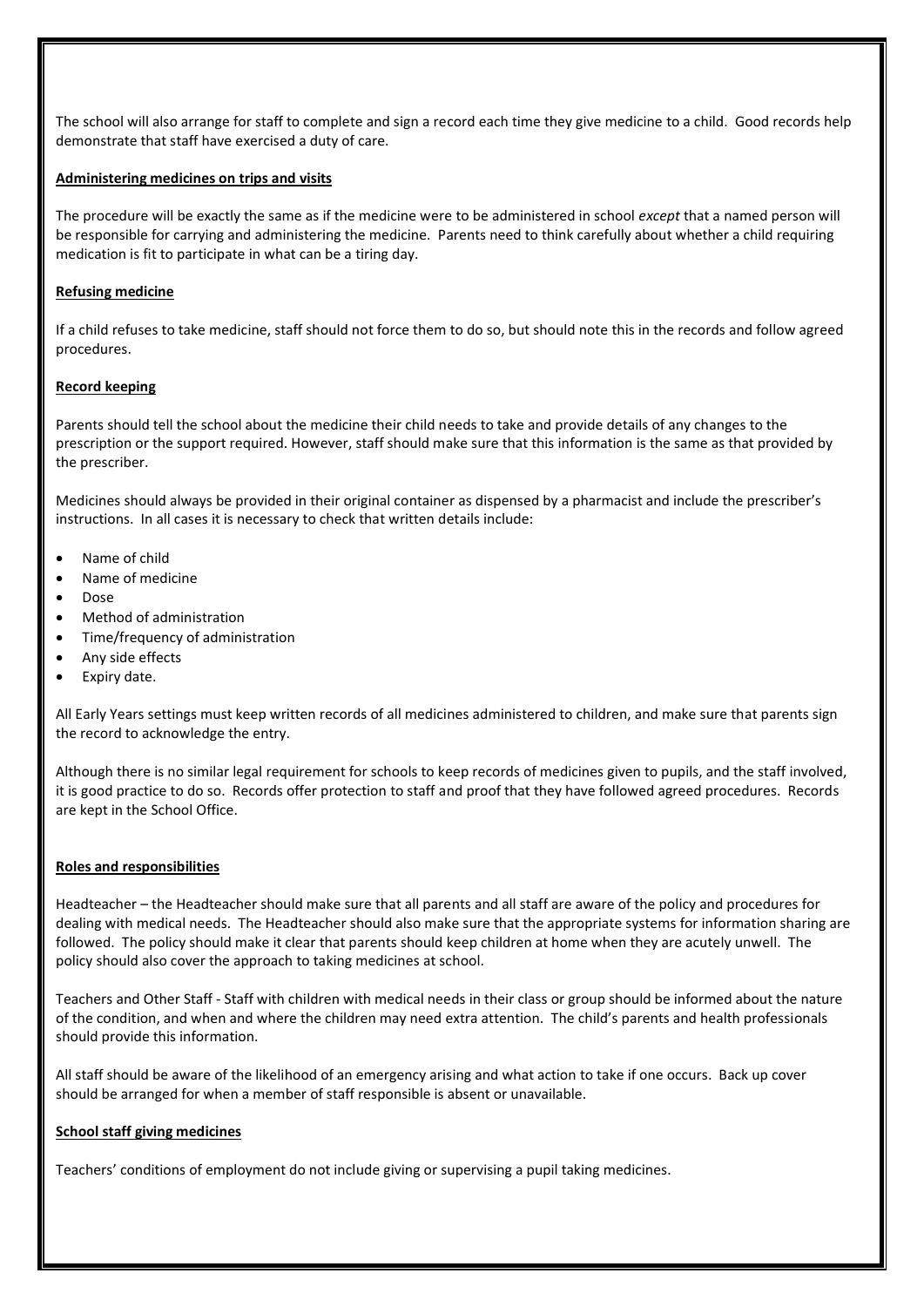The school will also arrange for staff to complete and sign a record each time they give medicine to a child. Good records help demonstrate that staff have exercised a duty of care.

**Administering medicines on trips and visits**

The procedure will be exactly the same as if the medicine were to be administered in school *except* that a named person will be responsible for carrying and administering the medicine. Parents need to think carefully about whether a child requiring medication is fit to participate in what can be a tiring day.

**Refusing medicine**

If a child refuses to take medicine, staff should not force them to do so, but should note this in the records and follow agreed procedures.

**Record keeping**

Parents should tell the school about the medicine their child needs to take and provide details of any changes to the prescription or the support required. However, staff should make sure that this information is the same as that provided by the prescriber.

Medicines should always be provided in their original container as dispensed by a pharmacist and include the prescriber's instructions. In all cases it is necessary to check that written details include:

- Name of child
- Name of medicine
- Dose
- Method of administration
- Time/frequency of administration
- Any side effects
- Expiry date.

All Early Years settings must keep written records of all medicines administered to children, and make sure that parents sign the record to acknowledge the entry.

Although there is no similar legal requirement for schools to keep records of medicines given to pupils, and the staff involved, it is good practice to do so. Records offer protection to staff and proof that they have followed agreed procedures. Records are kept in the School Office.

**Roles and responsibilities**

Headteacher – the Headteacher should make sure that all parents and all staff are aware of the policy and procedures for dealing with medical needs. The Headteacher should also make sure that the appropriate systems for information sharing are followed. The policy should make it clear that parents should keep children at home when they are acutely unwell. The policy should also cover the approach to taking medicines at school.

Teachers and Other Staff - Staff with children with medical needs in their class or group should be informed about the nature of the condition, and when and where the children may need extra attention. The child's parents and health professionals should provide this information.

All staff should be aware of the likelihood of an emergency arising and what action to take if one occurs. Back up cover should be arranged for when a member of staff responsible is absent or unavailable.

**School staff giving medicines**

Teachers' conditions of employment do not include giving or supervising a pupil taking medicines.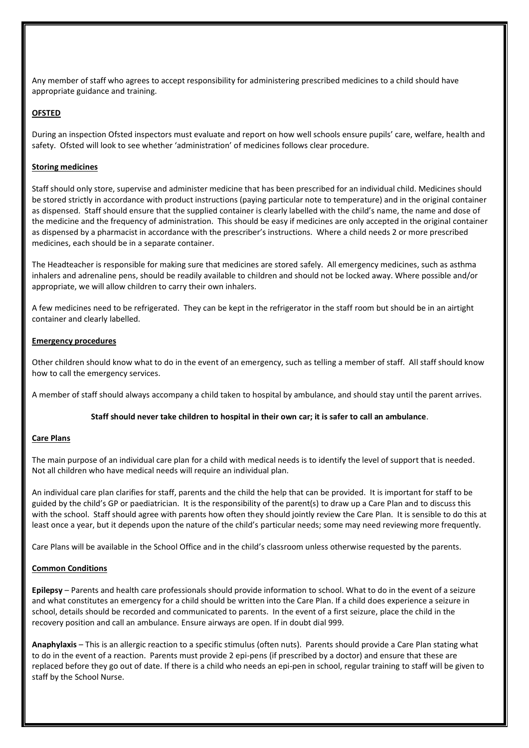Any member of staff who agrees to accept responsibility for administering prescribed medicines to a child should have appropriate guidance and training.

## OFSTED

During an inspection Ofsted inspectors must evaluate and report on how well schools ensure pupils' care, welfare, health and safety. Ofsted will look to see whether 'administration' of medicines follows clear procedure.

## Storing medicines

Staff should only store, supervise and administer medicine that has been prescribed for an individual child. Medicines should be stored strictly in accordance with product instructions (paying particular note to temperature) and in the original container as dispensed. Staff should ensure that the supplied container is clearly labelled with the child's name, the name and dose of the medicine and the frequency of administration. This should be easy if medicines are only accepted in the original container as dispensed by a pharmacist in accordance with the prescriber's instructions. Where a child needs 2 or more prescribed medicines, each should be in a separate container.

The Headteacher is responsible for making sure that medicines are stored safely. All emergency medicines, such as asthma inhalers and adrenaline pens, should be readily available to children and should not be locked away. Where possible and/or appropriate, we will allow children to carry their own inhalers.

A few medicines need to be refrigerated. They can be kept in the refrigerator in the staff room but should be in an airtight container and clearly labelled.

## Emergency procedures

Other children should know what to do in the event of an emergency, such as telling a member of staff. All staff should know how to call the emergency services.

A member of staff should always accompany a child taken to hospital by ambulance, and should stay until the parent arrives.

**Staff should never take children to hospital in their own car; it is safer to call an ambulance**.

## Care Plans

The main purpose of an individual care plan for a child with medical needs is to identify the level of support that is needed. Not all children who have medical needs will require an individual plan.

An individual care plan clarifies for staff, parents and the child the help that can be provided. It is important for staff to be guided by the child's GP or paediatrician. It is the responsibility of the parent(s) to draw up a Care Plan and to discuss this with the school. Staff should agree with parents how often they should jointly review the Care Plan. It is sensible to do this at least once a year, but it depends upon the nature of the child's particular needs; some may need reviewing more frequently.

Care Plans will be available in the School Office and in the child's classroom unless otherwise requested by the parents.

## Common Conditions

**Epilepsy** – Parents and health care professionals should provide information to school. What to do in the event of a seizure and what constitutes an emergency for a child should be written into the Care Plan. If a child does experience a seizure in school, details should be recorded and communicated to parents. In the event of a first seizure, place the child in the recovery position and call an ambulance. Ensure airways are open. If in doubt dial 999.

**Anaphylaxis** – This is an allergic reaction to a specific stimulus (often nuts). Parents should provide a Care Plan stating what to do in the event of a reaction. Parents must provide 2 epi-pens (if prescribed by a doctor) and ensure that these are replaced before they go out of date. If there is a child who needs an epi-pen in school, regular training to staff will be given to staff by the School Nurse.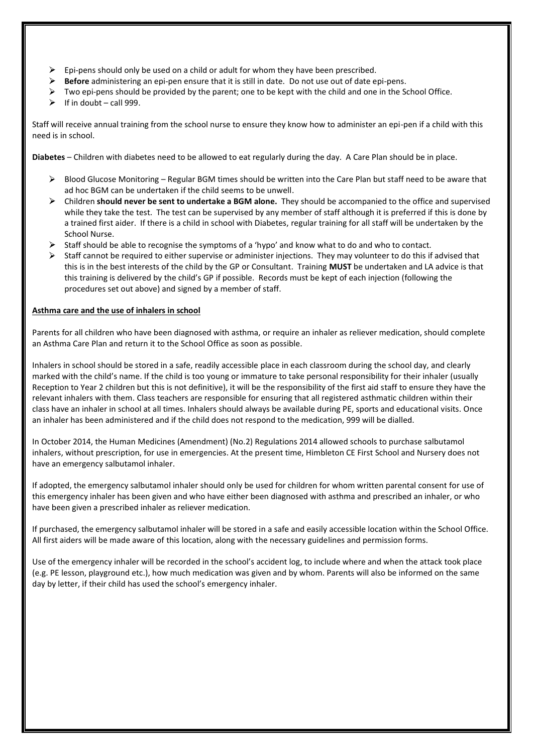- Epi-pens should only be used on a child or adult for whom they have been prescribed.
- **Before** administering an epi-pen ensure that it is still in date. Do not use out of date epi-pens.
- Two epi-pens should be provided by the parent; one to be kept with the child and one in the School Office.
- If in doubt – call 999.

Staff will receive annual training from the school nurse to ensure they know how to administer an epi-pen if a child with this need is in school.

**Diabetes** – Children with diabetes need to be allowed to eat regularly during the day. A Care Plan should be in place.

- Blood Glucose Monitoring – Regular BGM times should be written into the Care Plan but staff need to be aware that ad hoc BGM can be undertaken if the child seems to be unwell.
- Children **should never be sent to undertake a BGM alone.** They should be accompanied to the office and supervised while they take the test. The test can be supervised by any member of staff although it is preferred if this is done by a trained first aider. If there is a child in school with Diabetes, regular training for all staff will be undertaken by the School Nurse.
- Staff should be able to recognise the symptoms of a 'hypo' and know what to do and who to contact.
- Staff cannot be required to either supervise or administer injections. They may volunteer to do this if advised that this is in the best interests of the child by the GP or Consultant. Training **MUST** be undertaken and LA advice is that this training is delivered by the child's GP if possible. Records must be kept of each injection (following the procedures set out above) and signed by a member of staff.

**<u>Asthma care and the use of inhalers in school</u>**

Parents for all children who have been diagnosed with asthma, or require an inhaler as reliever medication, should complete an Asthma Care Plan and return it to the School Office as soon as possible.

Inhalers in school should be stored in a safe, readily accessible place in each classroom during the school day, and clearly marked with the child's name. If the child is too young or immature to take personal responsibility for their inhaler (usually Reception to Year 2 children but this is not definitive), it will be the responsibility of the first aid staff to ensure they have the relevant inhalers with them. Class teachers are responsible for ensuring that all registered asthmatic children within their class have an inhaler in school at all times. Inhalers should always be available during PE, sports and educational visits. Once an inhaler has been administered and if the child does not respond to the medication, 999 will be dialled.

In October 2014, the Human Medicines (Amendment) (No.2) Regulations 2014 allowed schools to purchase salbutamol inhalers, without prescription, for use in emergencies. At the present time, Himbleton CE First School and Nursery does not have an emergency salbutamol inhaler.

If adopted, the emergency salbutamol inhaler should only be used for children for whom written parental consent for use of this emergency inhaler has been given and who have either been diagnosed with asthma and prescribed an inhaler, or who have been given a prescribed inhaler as reliever medication.

If purchased, the emergency salbutamol inhaler will be stored in a safe and easily accessible location within the School Office. All first aiders will be made aware of this location, along with the necessary guidelines and permission forms.

Use of the emergency inhaler will be recorded in the school's accident log, to include where and when the attack took place (e.g. PE lesson, playground etc.), how much medication was given and by whom. Parents will also be informed on the same day by letter, if their child has used the school's emergency inhaler.